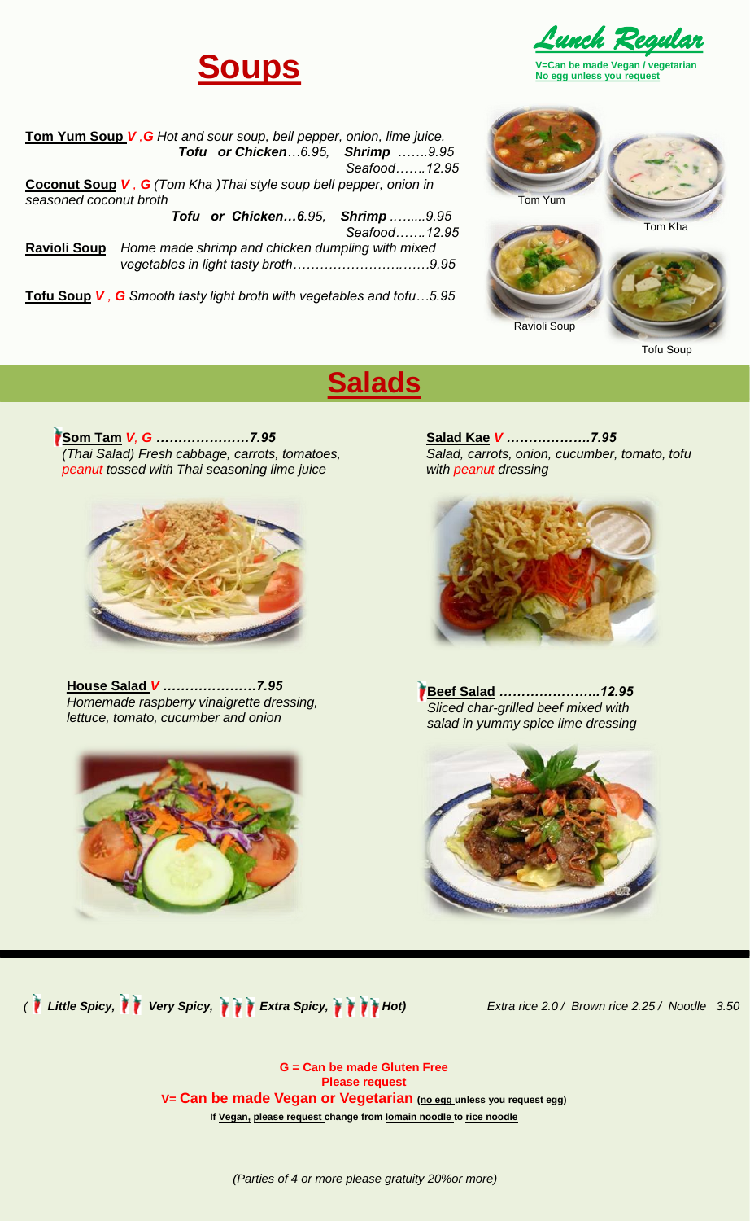# Soups

*Lunch Regular*

**V=Can be made Vegan / vegetarian**
**No egg unless you request**

**Tom Yum Soup** ***V*** **,** ***G*** *Hot and sour soup, bell pepper, onion, lime juice.*
***Tofu or Chicken****…6.95,* ***Shrimp*** *…….9.95*
*Seafood…….12.95*

**Coconut Soup** ***V*** **,** ***G*** *(Tom Kha )Thai style soup bell pepper, onion in seasoned coconut broth*
***Tofu or Chicken…6****.95,* ***Shrimp*** *….....9.95*
*Seafood…….12.95*

**Ravioli Soup** *Home made shrimp and chicken dumpling with mixed vegetables in light tasty broth……………………….…….9.95*

**Tofu Soup** ***V*** **,** ***G*** *Smooth tasty light broth with vegetables and tofu…5.95*

Tom Yum

Tom Kha

Ravioli Soup

Tofu Soup

# Salads

**Som Tam** ***V, G*** ***…………………7.95***
*(Thai Salad) Fresh cabbage, carrots, tomatoes, peanut tossed with Thai seasoning lime juice*

**Salad Kae** ***V*** ***……………….7.95***
*Salad, carrots, onion, cucumber, tomato, tofu with peanut dressing*

**House Salad** ***V*** ***…………………7.95***
*Homemade raspberry vinaigrette dressing, lettuce, tomato, cucumber and onion*

**Beef Salad** ***…………………..12.95***
*Sliced char-grilled beef mixed with salad in yummy spice lime dressing*

*( Little Spicy, Very Spicy, Extra Spicy, Hot)*

*Extra rice 2.0 / Brown rice 2.25 / Noodle 3.50*

**G = Can be made Gluten Free**
**Please request**
**V= Can be made Vegan or Vegetarian (no egg unless you request egg)**
**If Vegan, please request change from lomain noodle to rice noodle**

*(Parties of 4 or more please gratuity 20%or more)*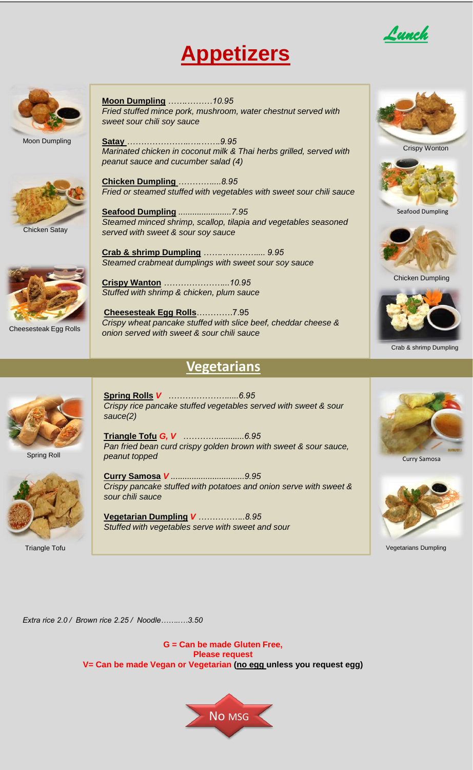*Lunch*

# Appetizers

Moon Dumpling

Chicken Satay

Cheesesteak Egg Rolls

**Moon Dumpling** ……………*10.95*
*Fried stuffed mince pork, mushroom, water chestnut served with sweet sour chili soy sauce*

**Satay** ……………………………*9.95*
*Marinated chicken in coconut milk & Thai herbs grilled, served with peanut sauce and cucumber salad (4)*

**Chicken Dumpling** …………..*8.95*
*Fried or steamed stuffed with vegetables with sweet sour chili sauce*

**Seafood Dumpling** ......................*7.95*
*Steamed minced shrimp, scallop, tilapia and vegetables seasoned served with sweet & sour soy sauce*

**Crab & shrimp Dumpling** ………………….. *9.95*
*Steamed crabmeat dumplings with sweet sour soy sauce*

**Crispy Wanton** ………………….*10.95*
*Stuffed with shrimp & chicken, plum sauce*

**Cheesesteak Egg Rolls**………….7.95
*Crispy wheat pancake stuffed with slice beef, cheddar cheese & onion served with sweet & sour chili sauce*

Crispy Wonton

Seafood Dumpling

Chicken Dumpling

Crab & shrimp Dumpling

## Vegetarians

Spring Roll

Triangle Tofu

**Spring Rolls** *V* …………………....*6.95*
*Crispy rice pancake stuffed vegetables served with sweet & sour sauce(2)*

**Triangle Tofu** *G, V* ……….............*6.95*
*Pan fried bean curd crispy golden brown with sweet & sour sauce, peanut topped*

**Curry Samosa** *V* ...............................*9.95*
*Crispy pancake stuffed with potatoes and onion serve with sweet & sour chili sauce*

**Vegetarian Dumpling** *V* ……………..*8.95*
*Stuffed with vegetables serve with sweet and sour*

Curry Samosa

Vegetarians Dumpling

*Extra rice 2.0 / Brown rice 2.25 / Noodle……..…3.50*

**G = Can be made Gluten Free,**
**Please request**
**V= Can be made Vegan or Vegetarian (no egg unless you request egg)**

No MSG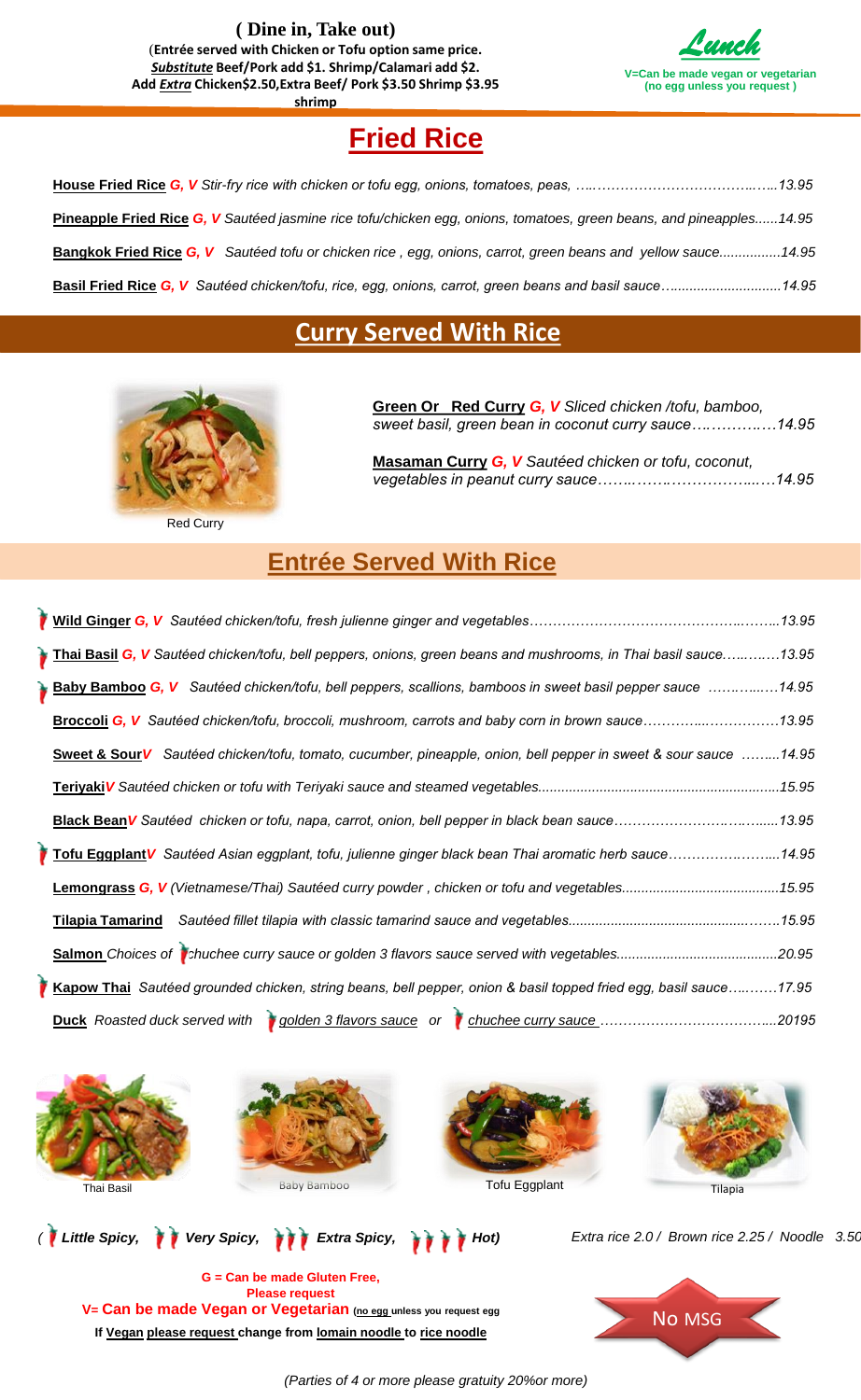**( Dine in, Take out)**
(**Entrée served with Chicken or Tofu option same price. *Substitute* Beef/Pork add $1. Shrimp/Calamari add $2. Add *Extra* Chicken$2.50,Extra Beef/ Pork $3.50 Shrimp $3.95 shrimp**

*Lunch*

**V=Can be made vegan or vegetarian (no egg unless you request )**

# Fried Rice

**House Fried Rice** ***G, V*** *Stir-fry rice with chicken or tofu egg, onions, tomatoes, peas, ……………………………………..…..13.95*

**Pineapple Fried Rice** ***G, V*** *Sautéed jasmine rice tofu/chicken egg, onions, tomatoes, green beans, and pineapples......14.95*

**Bangkok Fried Rice** ***G, V*** *Sautéed tofu or chicken rice , egg, onions, carrot, green beans and yellow sauce................14.95*

**Basil Fried Rice** ***G, V*** *Sautéed chicken/tofu, rice, egg, onions, carrot, green beans and basil sauce…............................14.95*

## Curry Served With Rice

Red Curry

**Green Or Red Curry** ***G, V*** *Sliced chicken /tofu, bamboo, sweet basil, green bean in coconut curry sauce……………..14.95*

**Masaman Curry** ***G, V*** *Sautéed chicken or tofu, coconut, vegetables in peanut curry sauce……..……..………………..….14.95*

## Entrée Served With Rice

**Wild Ginger** ***G, V*** *Sautéed chicken/tofu, fresh julienne ginger and vegetables………………………………………..……..13.95*

**Thai Basil** ***G, V*** *Sautéed chicken/tofu, bell peppers, onions, green beans and mushrooms, in Thai basil sauce…..…..…13.95*

**Baby Bamboo** ***G, V*** *Sautéed chicken/tofu, bell peppers, scallions, bamboos in sweet basil pepper sauce ……….…..14.95*

**Broccoli** ***G, V*** *Sautéed chicken/tofu, broccoli, mushroom, carrots and baby corn in brown sauce…………...……………13.95*

**Sweet & Sour** ***V*** *Sautéed chicken/tofu, tomato, cucumber, pineapple, onion, bell pepper in sweet & sour sauce ……...14.95*

**Teriyaki** ***V*** *Sautéed chicken or tofu with Teriyaki sauce and steamed vegetables..............................................................15.95*

**Black Bean** ***V*** *Sautéed chicken or tofu, napa, carrot, onion, bell pepper in black bean sauce……………………….……......13.95*

**Tofu Eggplant** ***V*** *Sautéed Asian eggplant, tofu, julienne ginger black bean Thai aromatic herb sauce…………….……...14.95*

**Lemongrass** ***G, V*** *(Vietnamese/Thai) Sautéed curry powder , chicken or tofu and vegetables........................................15.95*

**Tilapia Tamarind** *Sautéed fillet tilapia with classic tamarind sauce and vegetables.................................................……..15.95*

**Salmon** *Choices of chuchee curry sauce or golden 3 flavors sauce served with vegetables.........................................20.95*

**Kapow Thai** *Sautéed grounded chicken, string beans, bell pepper, onion & basil topped fried egg, basil sauce…..……17.95*

**Duck** *Roasted duck served with golden 3 flavors sauce or chuchee curry sauce ……………………………....20195*

Thai Basil | Baby Bamboo | Tofu Eggplant | Tilapia

*( Little Spicy, Very Spicy, Extra Spicy, Hot)*

*Extra rice 2.0 / Brown rice 2.25 / Noodle 3.50*

**G = Can be made Gluten Free, Please request**
**V= Can be made Vegan or Vegetarian** (no egg unless you request egg
**If Vegan please request change from lomain noodle to rice noodle**

No MSG

*(Parties of 4 or more please gratuity 20%or more)*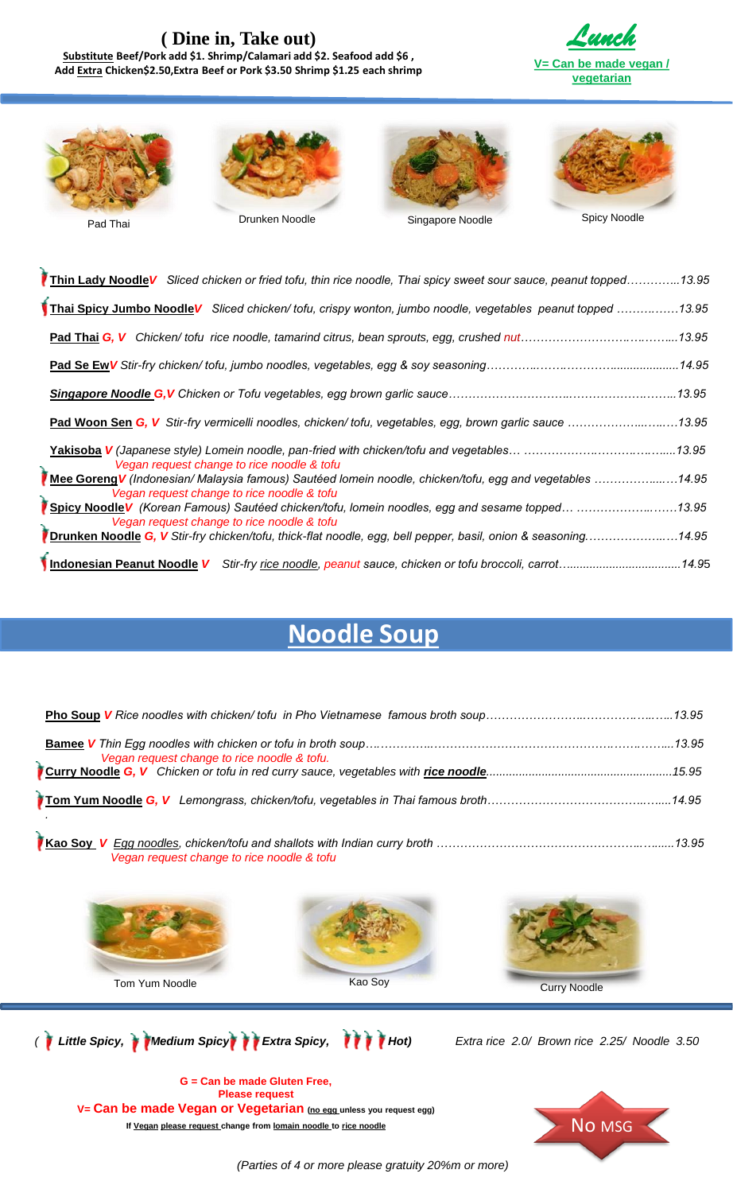# ( Dine in, Take out)

**Substitute Beef/Pork add $1. Shrimp/Calamari add $2. Seafood add $6 , Add Extra Chicken$2.50,Extra Beef or Pork $3.50 Shrimp $1.25 each shrimp**

**Lunch**

**V= Can be made vegan / vegetarian**

Pad Thai

Drunken Noodle

Singapore Noodle

Spicy Noodle

**Thin Lady Noodle** *V* *Sliced chicken or fried tofu, thin rice noodle, Thai spicy sweet sour sauce, peanut topped…………..13.95*

**Thai Spicy Jumbo Noodle** *V* *Sliced chicken/ tofu, crispy wonton, jumbo noodle, vegetables peanut topped ……….……13.95*

**Pad Thai** *G, V* *Chicken/ tofu rice noodle, tamarind citrus, bean sprouts, egg, crushed nut………………………………...13.95*

**Pad Se Ew** *V* *Stir-fry chicken/ tofu, jumbo noodles, vegetables, egg & soy seasoning…………………………………14.95*

**Singapore Noodle** *G,V* *Chicken or Tofu vegetables, egg brown garlic sauce……………………………………………...13.95*

**Pad Woon Sen** *G, V* *Stir-fry vermicelli noodles, chicken/ tofu, vegetables, egg, brown garlic sauce ……………………13.95*

**Yakisoba** *V* *(Japanese style) Lomein noodle, pan-fried with chicken/tofu and vegetables… …………………………......13.95*
*Vegan request change to rice noodle & tofu*

**Mee Goreng** *V* *(Indonesian/ Malaysia famous) Sautéed lomein noodle, chicken/tofu, egg and vegetables ………………14.95*
*Vegan request change to rice noodle & tofu*

**Spicy Noodle** *V* *(Korean Famous) Sautéed chicken/tofu, lomein noodles, egg and sesame topped… ……………………13.95*
*Vegan request change to rice noodle & tofu*

**Drunken Noodle** *G, V* *Stir-fry chicken/tofu, thick-flat noodle, egg, bell pepper, basil, onion & seasoning…………………14.95*

**Indonesian Peanut Noodle** *V* *Stir-fry rice noodle, peanut sauce, chicken or tofu broccoli, carrot…..................................14.95*

## Noodle Soup

**Pho Soup** *V* *Rice noodles with chicken/ tofu in Pho Vietnamese famous broth soup…………………………………….13.95*

**Bamee** *V* *Thin Egg noodles with chicken or tofu in broth soup…………………………………………………………...13.95*
*Vegan request change to rice noodle & tofu.*

**Curry Noodle** *G, V* *Chicken or tofu in red curry sauce, vegetables with **rice noodle**……………………………………15.95*

**Tom Yum Noodle** *G, V* *Lemongrass, chicken/tofu, vegetables in Thai famous broth………………………………………14.95*

**Kao Soy** *V* *Egg noodles, chicken/tofu and shallots with Indian curry broth ……………………………………………13.95*
*Vegan request change to rice noodle & tofu*

Tom Yum Noodle

Kao Soy

Curry Noodle

*( Little Spicy, Medium Spicy, Extra Spicy, Hot)* *Extra rice 2.0/ Brown rice 2.25/ Noodle 3.50*

**G = Can be made Gluten Free, Please request**
**V= Can be made Vegan or Vegetarian (no egg unless you request egg)**
**If Vegan please request change from lomain noodle to rice noodle**

No MSG

*(Parties of 4 or more please gratuity 20%m or more)*